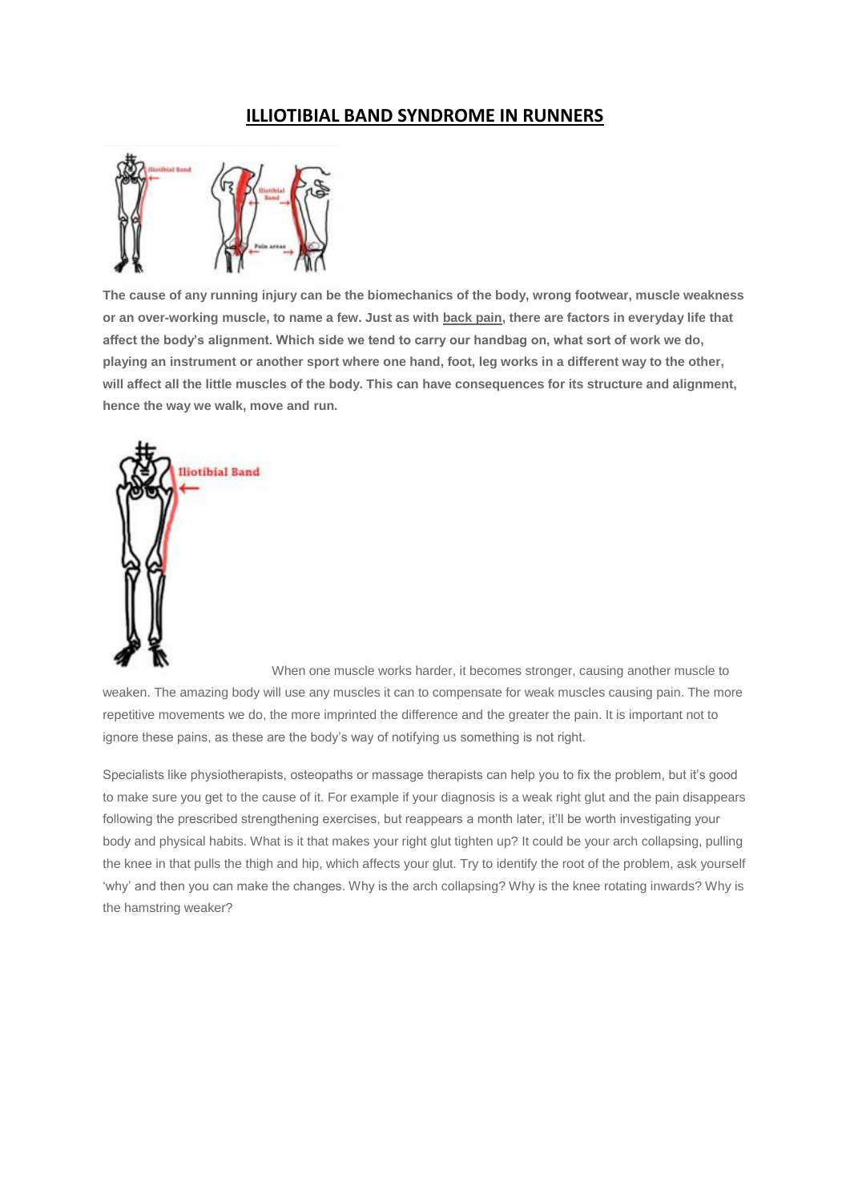# ILLIOTIBIAL BAND SYNDROME IN RUNNERS

**The cause of any running injury can be the biomechanics of the body, wrong footwear, muscle weakness or an over-working muscle, to name a few. Just as with back pain, there are factors in everyday life that affect the body's alignment. Which side we tend to carry our handbag on, what sort of work we do, playing an instrument or another sport where one hand, foot, leg works in a different way to the other, will affect all the little muscles of the body. This can have consequences for its structure and alignment, hence the way we walk, move and run.**

When one muscle works harder, it becomes stronger, causing another muscle to weaken. The amazing body will use any muscles it can to compensate for weak muscles causing pain. The more repetitive movements we do, the more imprinted the difference and the greater the pain. It is important not to ignore these pains, as these are the body's way of notifying us something is not right.

Specialists like physiotherapists, osteopaths or massage therapists can help you to fix the problem, but it's good to make sure you get to the cause of it. For example if your diagnosis is a weak right glut and the pain disappears following the prescribed strengthening exercises, but reappears a month later, it'll be worth investigating your body and physical habits. What is it that makes your right glut tighten up? It could be your arch collapsing, pulling the knee in that pulls the thigh and hip, which affects your glut. Try to identify the root of the problem, ask yourself 'why' and then you can make the changes. Why is the arch collapsing? Why is the knee rotating inwards? Why is the hamstring weaker?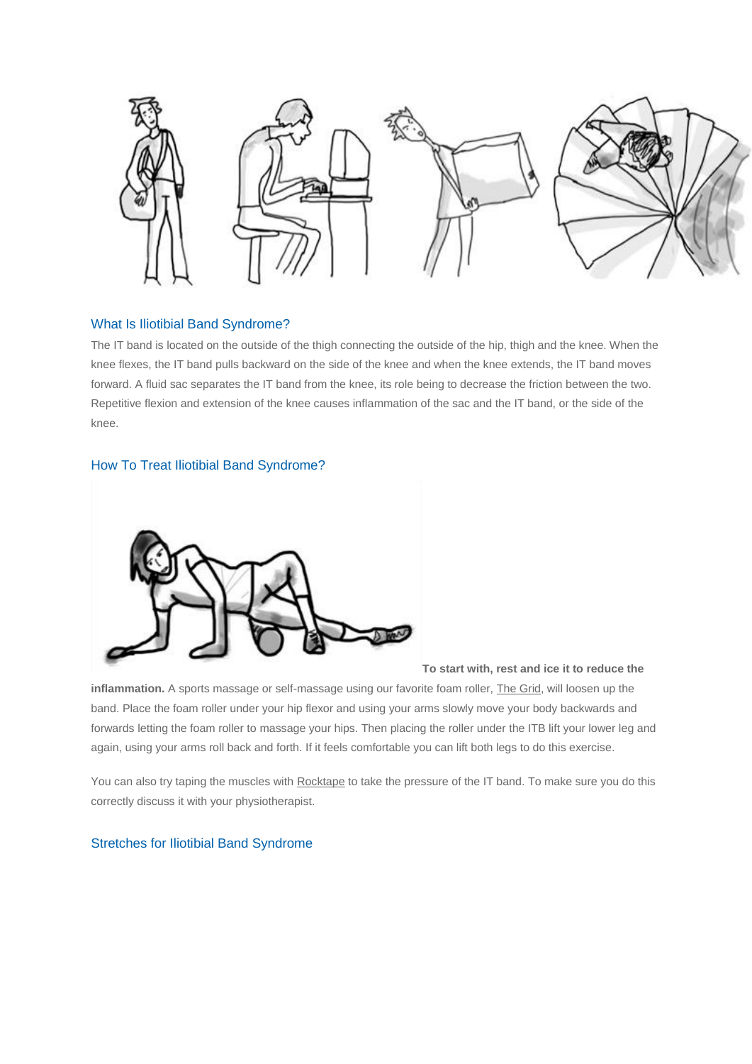## What Is Iliotibial Band Syndrome?

The IT band is located on the outside of the thigh connecting the outside of the hip, thigh and the knee. When the knee flexes, the IT band pulls backward on the side of the knee and when the knee extends, the IT band moves forward. A fluid sac separates the IT band from the knee, its role being to decrease the friction between the two. Repetitive flexion and extension of the knee causes inflammation of the sac and the IT band, or the side of the knee.

## How To Treat Iliotibial Band Syndrome?

**To start with, rest and ice it to reduce the inflammation.** A sports massage or self-massage using our favorite foam roller, The Grid, will loosen up the band. Place the foam roller under your hip flexor and using your arms slowly move your body backwards and forwards letting the foam roller to massage your hips. Then placing the roller under the ITB lift your lower leg and again, using your arms roll back and forth. If it feels comfortable you can lift both legs to do this exercise.

You can also try taping the muscles with Rocktape to take the pressure of the IT band. To make sure you do this correctly discuss it with your physiotherapist.

## Stretches for Iliotibial Band Syndrome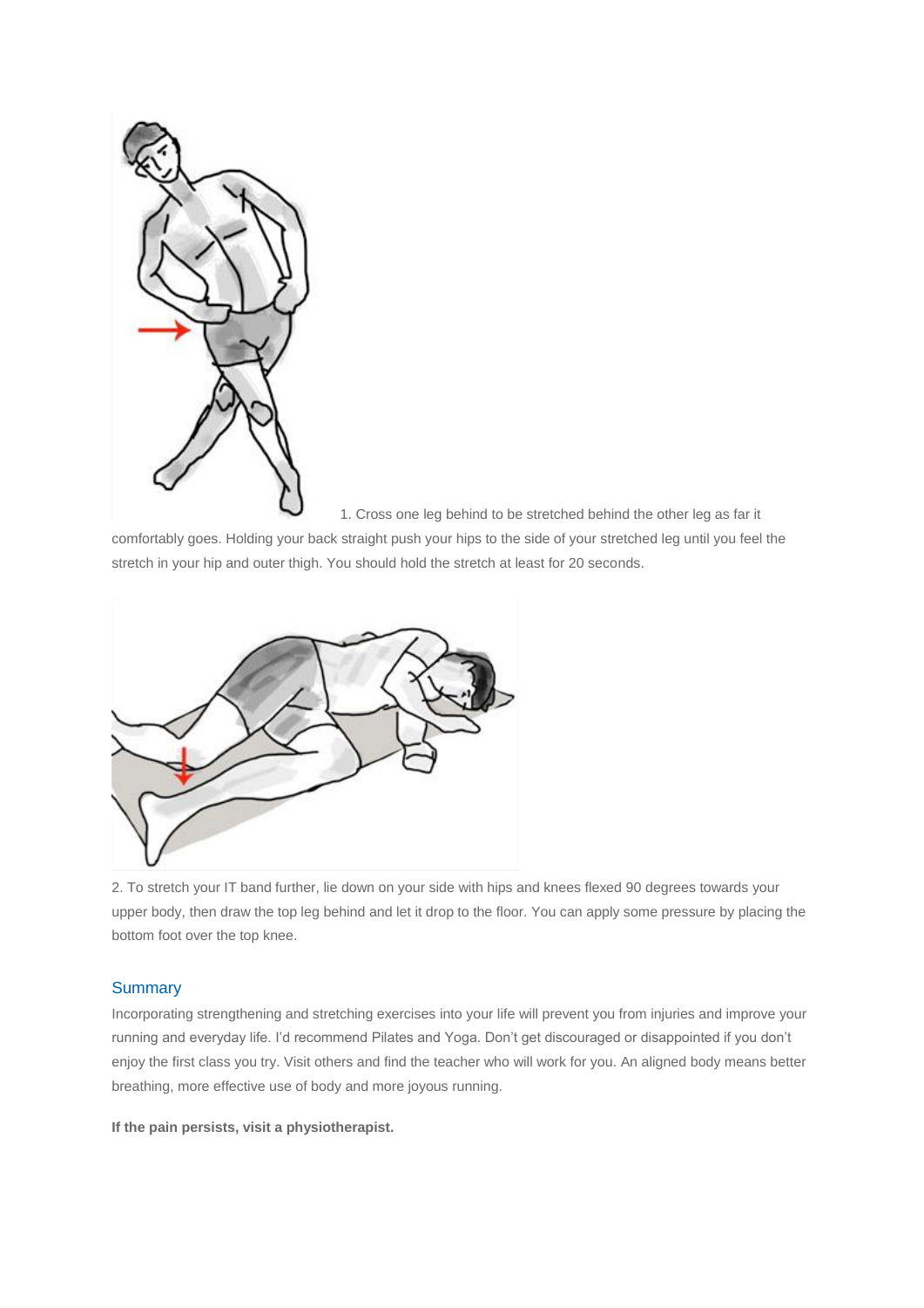1. Cross one leg behind to be stretched behind the other leg as far it comfortably goes. Holding your back straight push your hips to the side of your stretched leg until you feel the stretch in your hip and outer thigh. You should hold the stretch at least for 20 seconds.

2. To stretch your IT band further, lie down on your side with hips and knees flexed 90 degrees towards your upper body, then draw the top leg behind and let it drop to the floor. You can apply some pressure by placing the bottom foot over the top knee.

## Summary

Incorporating strengthening and stretching exercises into your life will prevent you from injuries and improve your running and everyday life. I'd recommend Pilates and Yoga. Don't get discouraged or disappointed if you don't enjoy the first class you try. Visit others and find the teacher who will work for you. An aligned body means better breathing, more effective use of body and more joyous running.

**If the pain persists, visit a physiotherapist.**